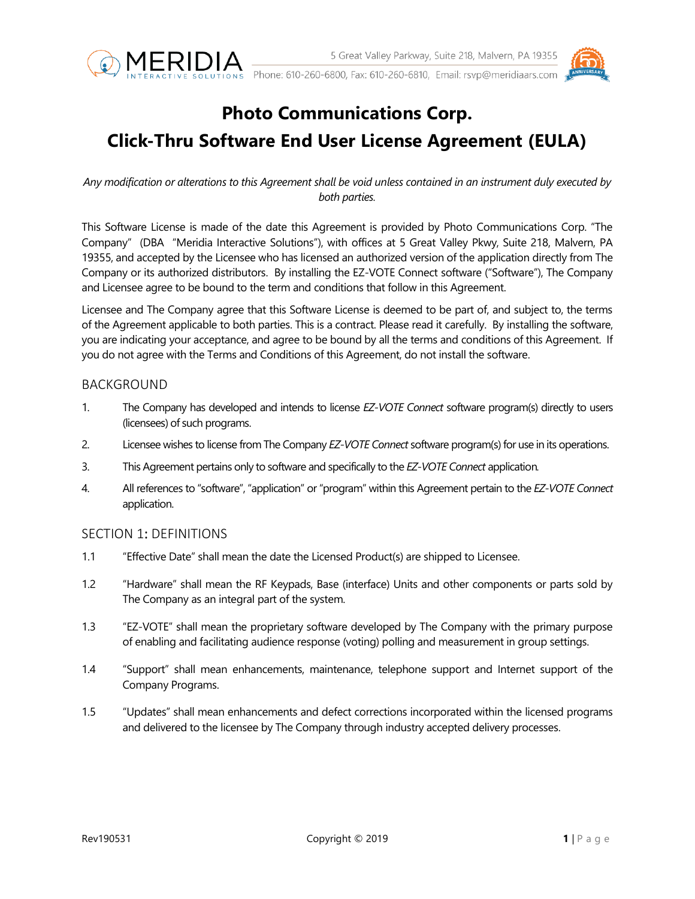# Photo Communications Corp.

# Click-Thru Software End User License Agreement (EULA)

*Any modification or alterations to this Agreement shall be void unless contained in an instrument duly executed by both parties.*

This Software License is made of the date this Agreement is provided by Photo Communications Corp. "The Company" (DBA "Meridia Interactive Solutions"), with offices at 5 Great Valley Pkwy, Suite 218, Malvern, PA 19355, and accepted by the Licensee who has licensed an authorized version of the application directly from The Company or its authorized distributors. By installing the EZ-VOTE Connect software ("Software"), The Company and Licensee agree to be bound to the term and conditions that follow in this Agreement.

Licensee and The Company agree that this Software License is deemed to be part of, and subject to, the terms of the Agreement applicable to both parties. This is a contract. Please read it carefully. By installing the software, you are indicating your acceptance, and agree to be bound by all the terms and conditions of this Agreement. If you do not agree with the Terms and Conditions of this Agreement, do not install the software.

## BACKGROUND

1. The Company has developed and intends to license *EZ-VOTE Connect* software program(s) directly to users (licensees) of such programs.
2. Licensee wishes to license from The Company *EZ-VOTE Connect* software program(s) for use in its operations.
3. This Agreement pertains only to software and specifically to the *EZ-VOTE Connect* application.
4. All references to "software", "application" or "program" within this Agreement pertain to the *EZ-VOTE Connect* application.

## SECTION 1: DEFINITIONS

1.1 "Effective Date" shall mean the date the Licensed Product(s) are shipped to Licensee.

1.2 "Hardware" shall mean the RF Keypads, Base (interface) Units and other components or parts sold by The Company as an integral part of the system.

1.3 "EZ-VOTE" shall mean the proprietary software developed by The Company with the primary purpose of enabling and facilitating audience response (voting) polling and measurement in group settings.

1.4 "Support" shall mean enhancements, maintenance, telephone support and Internet support of the Company Programs.

1.5 "Updates" shall mean enhancements and defect corrections incorporated within the licensed programs and delivered to the licensee by The Company through industry accepted delivery processes.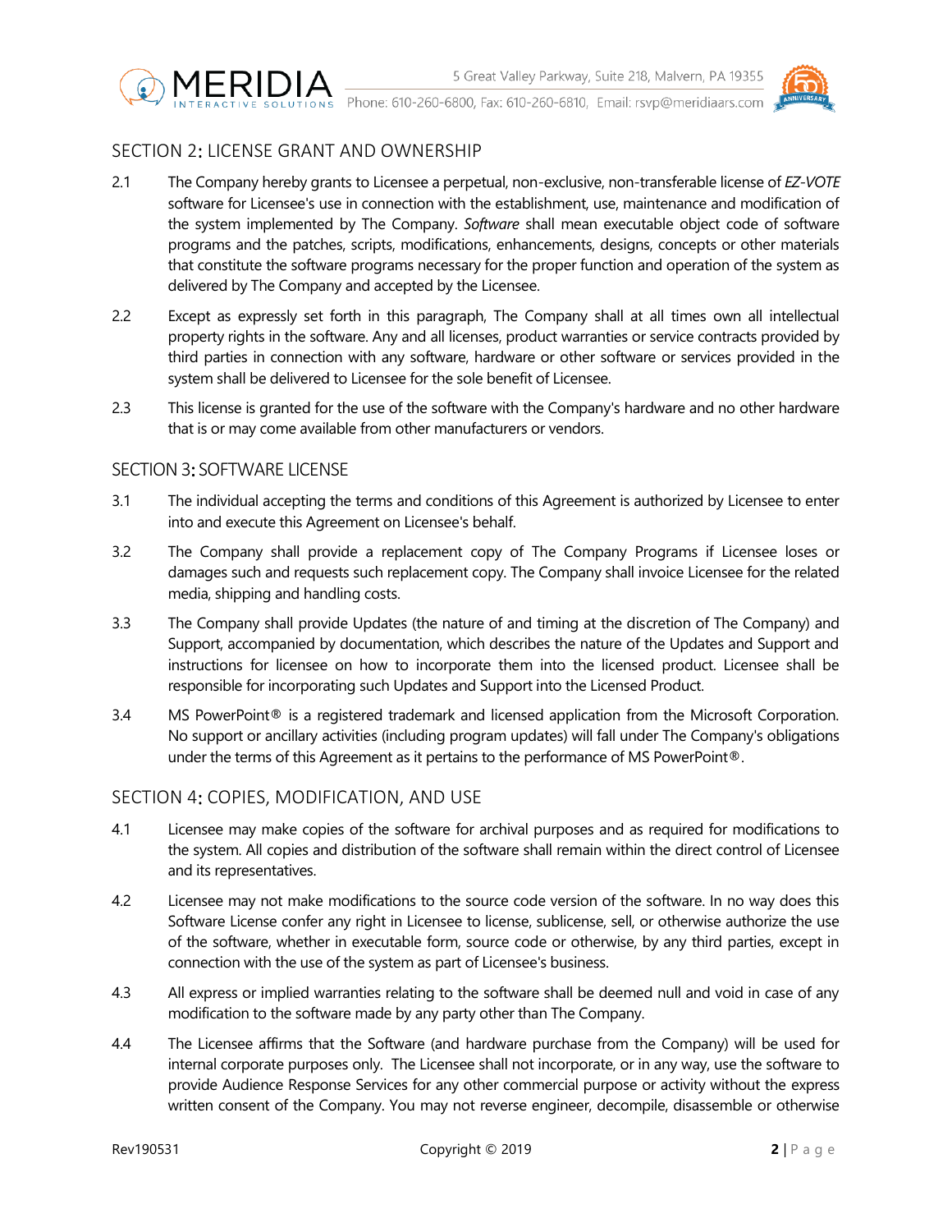## SECTION 2: LICENSE GRANT AND OWNERSHIP

2.1 The Company hereby grants to Licensee a perpetual, non-exclusive, non-transferable license of *EZ-VOTE* software for Licensee's use in connection with the establishment, use, maintenance and modification of the system implemented by The Company. *Software* shall mean executable object code of software programs and the patches, scripts, modifications, enhancements, designs, concepts or other materials that constitute the software programs necessary for the proper function and operation of the system as delivered by The Company and accepted by the Licensee.

2.2 Except as expressly set forth in this paragraph, The Company shall at all times own all intellectual property rights in the software. Any and all licenses, product warranties or service contracts provided by third parties in connection with any software, hardware or other software or services provided in the system shall be delivered to Licensee for the sole benefit of Licensee.

2.3 This license is granted for the use of the software with the Company's hardware and no other hardware that is or may come available from other manufacturers or vendors.

## SECTION 3: SOFTWARE LICENSE

3.1 The individual accepting the terms and conditions of this Agreement is authorized by Licensee to enter into and execute this Agreement on Licensee's behalf.

3.2 The Company shall provide a replacement copy of The Company Programs if Licensee loses or damages such and requests such replacement copy. The Company shall invoice Licensee for the related media, shipping and handling costs.

3.3 The Company shall provide Updates (the nature of and timing at the discretion of The Company) and Support, accompanied by documentation, which describes the nature of the Updates and Support and instructions for licensee on how to incorporate them into the licensed product. Licensee shall be responsible for incorporating such Updates and Support into the Licensed Product.

3.4 MS PowerPoint® is a registered trademark and licensed application from the Microsoft Corporation. No support or ancillary activities (including program updates) will fall under The Company's obligations under the terms of this Agreement as it pertains to the performance of MS PowerPoint®.

## SECTION 4: COPIES, MODIFICATION, AND USE

4.1 Licensee may make copies of the software for archival purposes and as required for modifications to the system. All copies and distribution of the software shall remain within the direct control of Licensee and its representatives.

4.2 Licensee may not make modifications to the source code version of the software. In no way does this Software License confer any right in Licensee to license, sublicense, sell, or otherwise authorize the use of the software, whether in executable form, source code or otherwise, by any third parties, except in connection with the use of the system as part of Licensee's business.

4.3 All express or implied warranties relating to the software shall be deemed null and void in case of any modification to the software made by any party other than The Company.

4.4 The Licensee affirms that the Software (and hardware purchase from the Company) will be used for internal corporate purposes only. The Licensee shall not incorporate, or in any way, use the software to provide Audience Response Services for any other commercial purpose or activity without the express written consent of the Company. You may not reverse engineer, decompile, disassemble or otherwise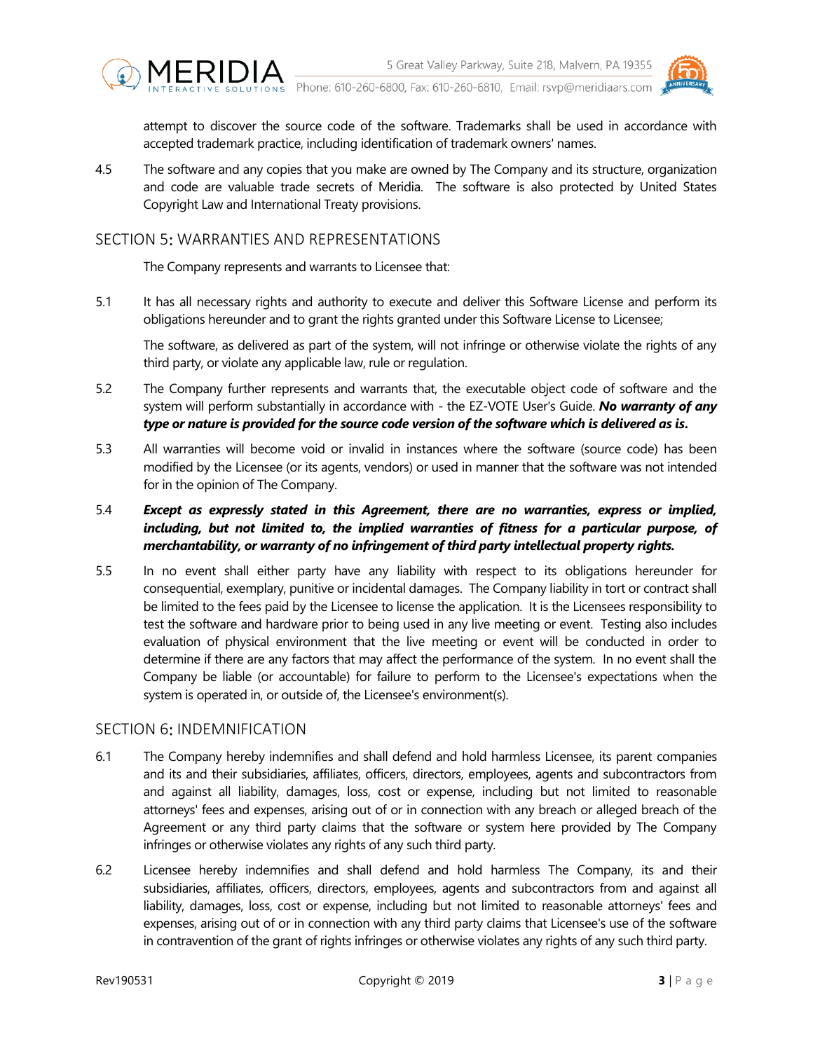attempt to discover the source code of the software. Trademarks shall be used in accordance with accepted trademark practice, including identification of trademark owners' names.

4.5 The software and any copies that you make are owned by The Company and its structure, organization and code are valuable trade secrets of Meridia. The software is also protected by United States Copyright Law and International Treaty provisions.

## SECTION 5: WARRANTIES AND REPRESENTATIONS

The Company represents and warrants to Licensee that:

5.1 It has all necessary rights and authority to execute and deliver this Software License and perform its obligations hereunder and to grant the rights granted under this Software License to Licensee;

The software, as delivered as part of the system, will not infringe or otherwise violate the rights of any third party, or violate any applicable law, rule or regulation.

5.2 The Company further represents and warrants that, the executable object code of software and the system will perform substantially in accordance with - the EZ-VOTE User's Guide. ***No warranty of any type or nature is provided for the source code version of the software which is delivered as is.***

5.3 All warranties will become void or invalid in instances where the software (source code) has been modified by the Licensee (or its agents, vendors) or used in manner that the software was not intended for in the opinion of The Company.

5.4 ***Except as expressly stated in this Agreement, there are no warranties, express or implied, including, but not limited to, the implied warranties of fitness for a particular purpose, of merchantability, or warranty of no infringement of third party intellectual property rights.***

5.5 In no event shall either party have any liability with respect to its obligations hereunder for consequential, exemplary, punitive or incidental damages. The Company liability in tort or contract shall be limited to the fees paid by the Licensee to license the application. It is the Licensees responsibility to test the software and hardware prior to being used in any live meeting or event. Testing also includes evaluation of physical environment that the live meeting or event will be conducted in order to determine if there are any factors that may affect the performance of the system. In no event shall the Company be liable (or accountable) for failure to perform to the Licensee's expectations when the system is operated in, or outside of, the Licensee's environment(s).

## SECTION 6: INDEMNIFICATION

6.1 The Company hereby indemnifies and shall defend and hold harmless Licensee, its parent companies and its and their subsidiaries, affiliates, officers, directors, employees, agents and subcontractors from and against all liability, damages, loss, cost or expense, including but not limited to reasonable attorneys' fees and expenses, arising out of or in connection with any breach or alleged breach of the Agreement or any third party claims that the software or system here provided by The Company infringes or otherwise violates any rights of any such third party.

6.2 Licensee hereby indemnifies and shall defend and hold harmless The Company, its and their subsidiaries, affiliates, officers, directors, employees, agents and subcontractors from and against all liability, damages, loss, cost or expense, including but not limited to reasonable attorneys' fees and expenses, arising out of or in connection with any third party claims that Licensee's use of the software in contravention of the grant of rights infringes or otherwise violates any rights of any such third party.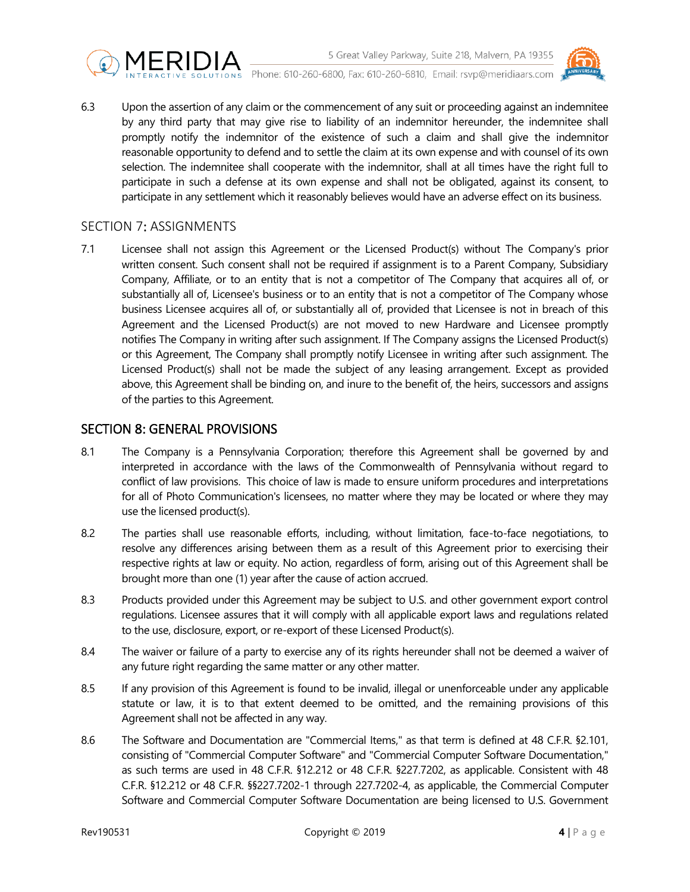6.3 Upon the assertion of any claim or the commencement of any suit or proceeding against an indemnitee by any third party that may give rise to liability of an indemnitor hereunder, the indemnitee shall promptly notify the indemnitor of the existence of such a claim and shall give the indemnitor reasonable opportunity to defend and to settle the claim at its own expense and with counsel of its own selection. The indemnitee shall cooperate with the indemnitor, shall at all times have the right full to participate in such a defense at its own expense and shall not be obligated, against its consent, to participate in any settlement which it reasonably believes would have an adverse effect on its business.

## SECTION 7: ASSIGNMENTS

7.1 Licensee shall not assign this Agreement or the Licensed Product(s) without The Company's prior written consent. Such consent shall not be required if assignment is to a Parent Company, Subsidiary Company, Affiliate, or to an entity that is not a competitor of The Company that acquires all of, or substantially all of, Licensee's business or to an entity that is not a competitor of The Company whose business Licensee acquires all of, or substantially all of, provided that Licensee is not in breach of this Agreement and the Licensed Product(s) are not moved to new Hardware and Licensee promptly notifies The Company in writing after such assignment. If The Company assigns the Licensed Product(s) or this Agreement, The Company shall promptly notify Licensee in writing after such assignment. The Licensed Product(s) shall not be made the subject of any leasing arrangement. Except as provided above, this Agreement shall be binding on, and inure to the benefit of, the heirs, successors and assigns of the parties to this Agreement.

## SECTION 8: GENERAL PROVISIONS

8.1 The Company is a Pennsylvania Corporation; therefore this Agreement shall be governed by and interpreted in accordance with the laws of the Commonwealth of Pennsylvania without regard to conflict of law provisions. This choice of law is made to ensure uniform procedures and interpretations for all of Photo Communication's licensees, no matter where they may be located or where they may use the licensed product(s).

8.2 The parties shall use reasonable efforts, including, without limitation, face-to-face negotiations, to resolve any differences arising between them as a result of this Agreement prior to exercising their respective rights at law or equity. No action, regardless of form, arising out of this Agreement shall be brought more than one (1) year after the cause of action accrued.

8.3 Products provided under this Agreement may be subject to U.S. and other government export control regulations. Licensee assures that it will comply with all applicable export laws and regulations related to the use, disclosure, export, or re-export of these Licensed Product(s).

8.4 The waiver or failure of a party to exercise any of its rights hereunder shall not be deemed a waiver of any future right regarding the same matter or any other matter.

8.5 If any provision of this Agreement is found to be invalid, illegal or unenforceable under any applicable statute or law, it is to that extent deemed to be omitted, and the remaining provisions of this Agreement shall not be affected in any way.

8.6 The Software and Documentation are "Commercial Items," as that term is defined at 48 C.F.R. §2.101, consisting of "Commercial Computer Software" and "Commercial Computer Software Documentation," as such terms are used in 48 C.F.R. §12.212 or 48 C.F.R. §227.7202, as applicable. Consistent with 48 C.F.R. §12.212 or 48 C.F.R. §§227.7202-1 through 227.7202-4, as applicable, the Commercial Computer Software and Commercial Computer Software Documentation are being licensed to U.S. Government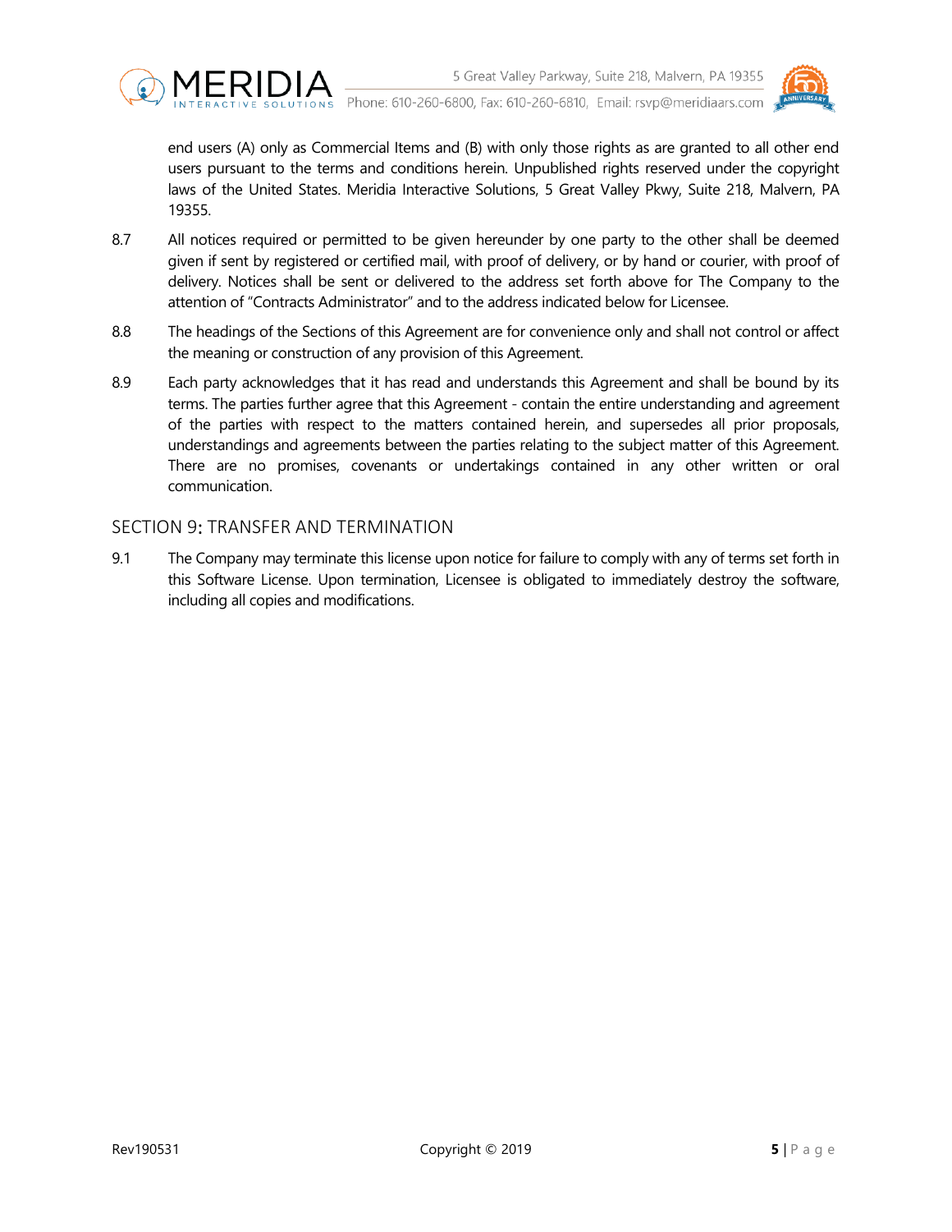end users (A) only as Commercial Items and (B) with only those rights as are granted to all other end users pursuant to the terms and conditions herein. Unpublished rights reserved under the copyright laws of the United States. Meridia Interactive Solutions, 5 Great Valley Pkwy, Suite 218, Malvern, PA 19355.

8.7 All notices required or permitted to be given hereunder by one party to the other shall be deemed given if sent by registered or certified mail, with proof of delivery, or by hand or courier, with proof of delivery. Notices shall be sent or delivered to the address set forth above for The Company to the attention of "Contracts Administrator" and to the address indicated below for Licensee.

8.8 The headings of the Sections of this Agreement are for convenience only and shall not control or affect the meaning or construction of any provision of this Agreement.

8.9 Each party acknowledges that it has read and understands this Agreement and shall be bound by its terms. The parties further agree that this Agreement - contain the entire understanding and agreement of the parties with respect to the matters contained herein, and supersedes all prior proposals, understandings and agreements between the parties relating to the subject matter of this Agreement. There are no promises, covenants or undertakings contained in any other written or oral communication.

## SECTION 9: TRANSFER AND TERMINATION

9.1 The Company may terminate this license upon notice for failure to comply with any of terms set forth in this Software License. Upon termination, Licensee is obligated to immediately destroy the software, including all copies and modifications.